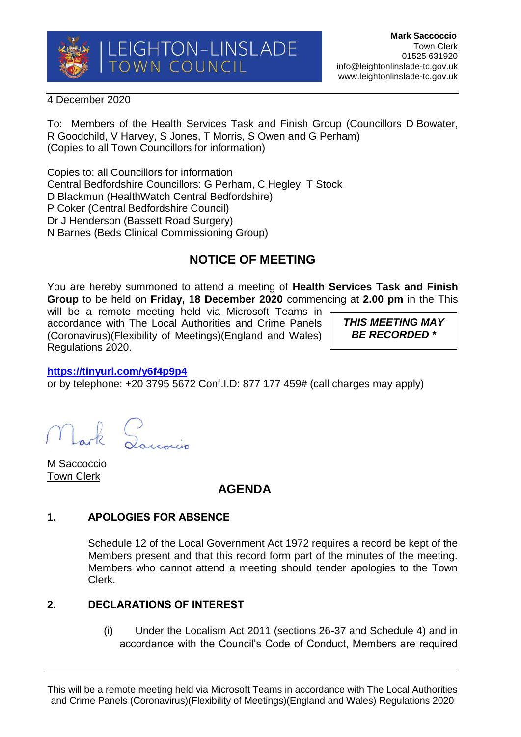LEIGHTON-LINSLADE TOWN COUNCIL

**Mark Saccoccio**
Town Clerk
01525 631920
info@leightonlinslade-tc.gov.uk
www.leightonlinslade-tc.gov.uk

4 December 2020

To: Members of the Health Services Task and Finish Group (Councillors D Bowater, R Goodchild, V Harvey, S Jones, T Morris, S Owen and G Perham)
(Copies to all Town Councillors for information)

Copies to: all Councillors for information
Central Bedfordshire Councillors: G Perham, C Hegley, T Stock
D Blackmun (HealthWatch Central Bedfordshire)
P Coker (Central Bedfordshire Council)
Dr J Henderson (Bassett Road Surgery)
N Barnes (Beds Clinical Commissioning Group)

## NOTICE OF MEETING

You are hereby summoned to attend a meeting of **Health Services Task and Finish Group** to be held on **Friday, 18 December 2020** commencing at **2.00 pm** in the This will be a remote meeting held via Microsoft Teams in accordance with The Local Authorities and Crime Panels (Coronavirus)(Flexibility of Meetings)(England and Wales) Regulations 2020.

***THIS MEETING MAY BE RECORDED \****

**https://tinyurl.com/y6f4p9p4**
or by telephone: +20 3795 5672 Conf.I.D: 877 177 459# (call charges may apply)

M Saccoccio
Town Clerk

## AGENDA

### 1. APOLOGIES FOR ABSENCE

Schedule 12 of the Local Government Act 1972 requires a record be kept of the Members present and that this record form part of the minutes of the meeting. Members who cannot attend a meeting should tender apologies to the Town Clerk.

### 2. DECLARATIONS OF INTEREST

(i) Under the Localism Act 2011 (sections 26-37 and Schedule 4) and in accordance with the Council's Code of Conduct, Members are required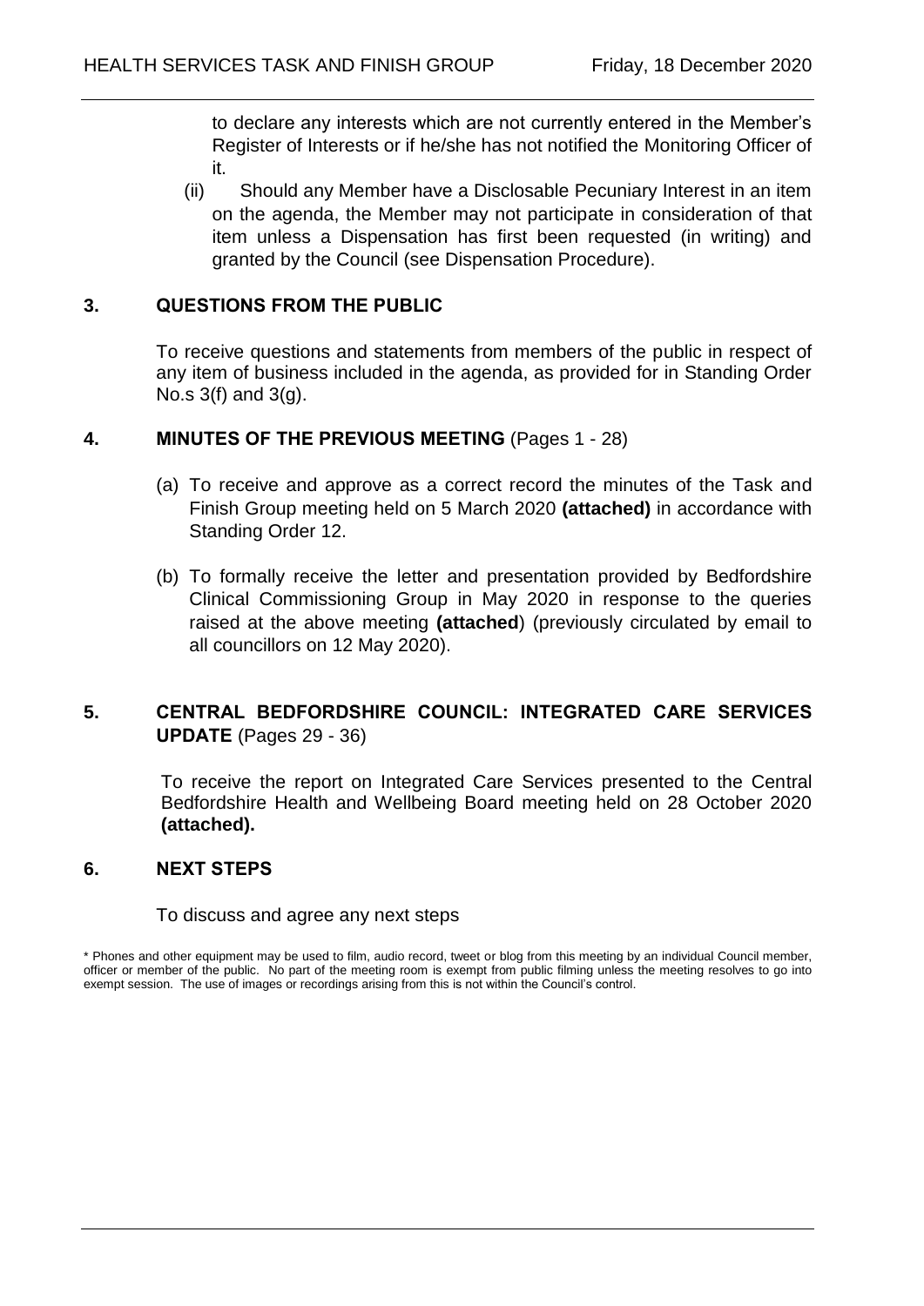to declare any interests which are not currently entered in the Member's Register of Interests or if he/she has not notified the Monitoring Officer of it.

(ii) Should any Member have a Disclosable Pecuniary Interest in an item on the agenda, the Member may not participate in consideration of that item unless a Dispensation has first been requested (in writing) and granted by the Council (see Dispensation Procedure).

## 3. QUESTIONS FROM THE PUBLIC

To receive questions and statements from members of the public in respect of any item of business included in the agenda, as provided for in Standing Order No.s 3(f) and 3(g).

## 4. MINUTES OF THE PREVIOUS MEETING (Pages 1 - 28)

(a) To receive and approve as a correct record the minutes of the Task and Finish Group meeting held on 5 March 2020 **(attached)** in accordance with Standing Order 12.

(b) To formally receive the letter and presentation provided by Bedfordshire Clinical Commissioning Group in May 2020 in response to the queries raised at the above meeting **(attached**) (previously circulated by email to all councillors on 12 May 2020).

## 5. CENTRAL BEDFORDSHIRE COUNCIL: INTEGRATED CARE SERVICES UPDATE (Pages 29 - 36)

To receive the report on Integrated Care Services presented to the Central Bedfordshire Health and Wellbeing Board meeting held on 28 October 2020 **(attached).**

## 6. NEXT STEPS

To discuss and agree any next steps

\* Phones and other equipment may be used to film, audio record, tweet or blog from this meeting by an individual Council member, officer or member of the public. No part of the meeting room is exempt from public filming unless the meeting resolves to go into exempt session. The use of images or recordings arising from this is not within the Council's control.